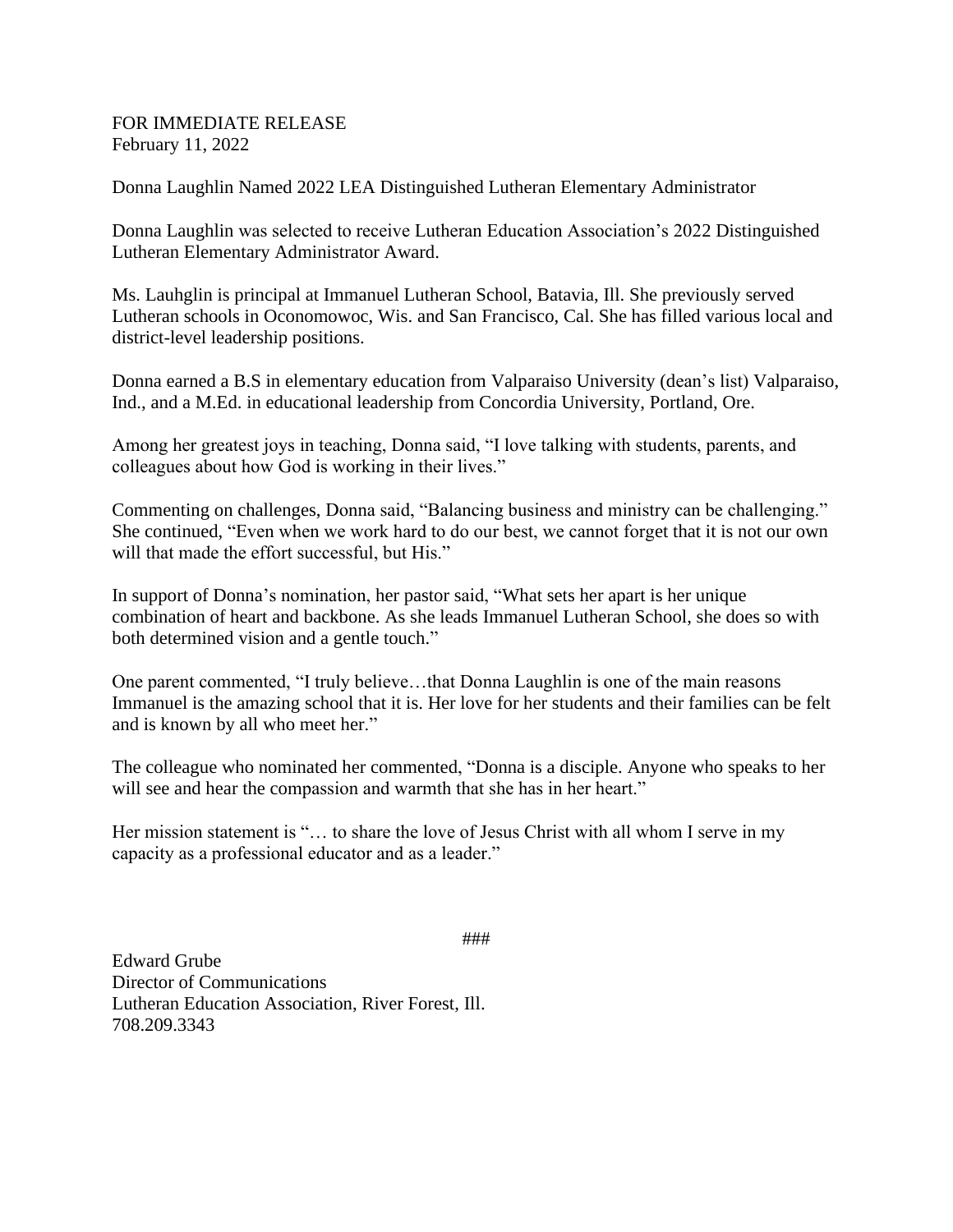FOR IMMEDIATE RELEASE
February 11, 2022

Donna Laughlin Named 2022 LEA Distinguished Lutheran Elementary Administrator

Donna Laughlin was selected to receive Lutheran Education Association's 2022 Distinguished Lutheran Elementary Administrator Award.

Ms. Lauhglin is principal at Immanuel Lutheran School, Batavia, Ill. She previously served Lutheran schools in Oconomowoc, Wis. and San Francisco, Cal. She has filled various local and district-level leadership positions.

Donna earned a B.S in elementary education from Valparaiso University (dean's list) Valparaiso, Ind., and a M.Ed. in educational leadership from Concordia University, Portland, Ore.

Among her greatest joys in teaching, Donna said, "I love talking with students, parents, and colleagues about how God is working in their lives."

Commenting on challenges, Donna said, "Balancing business and ministry can be challenging." She continued, "Even when we work hard to do our best, we cannot forget that it is not our own will that made the effort successful, but His."

In support of Donna's nomination, her pastor said, "What sets her apart is her unique combination of heart and backbone. As she leads Immanuel Lutheran School, she does so with both determined vision and a gentle touch."

One parent commented, "I truly believe…that Donna Laughlin is one of the main reasons Immanuel is the amazing school that it is. Her love for her students and their families can be felt and is known by all who meet her."

The colleague who nominated her commented, "Donna is a disciple. Anyone who speaks to her will see and hear the compassion and warmth that she has in her heart."

Her mission statement is "… to share the love of Jesus Christ with all whom I serve in my capacity as a professional educator and as a leader."

###

Edward Grube
Director of Communications
Lutheran Education Association, River Forest, Ill.
708.209.3343